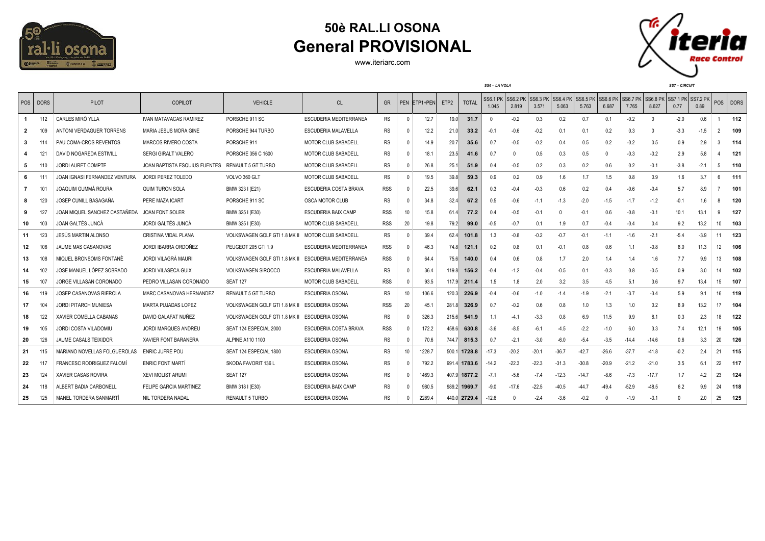# 50è RAL.LI OSONA
## General PROVISIONAL

www.iteriarc.com

| POS | DORS | PILOT | COPILOT | VEHICLE | CL | GR | PEN | ETP1+PEN | ETP2 | TOTAL | SS6 – LA VOLA SS6.1 PK 1.045 | SS6.2 PK 2.819 | SS6.3 PK 3.571 | SS6.4 PK 5.063 | SS6.5 PK 5.763 | SS6.6 PK 6.687 | SS6.7 PK 7.765 | SS6.8 PK 8.627 | SS7 – CIRCUIT SS7.1 PK 0.77 | SS7.2 PK 0.89 | POS | DORS |
|---|---|---|---|---|---|---|---|---|---|---|---|---|---|---|---|---|---|---|---|---|---|---|
| 1 | 112 | CARLES MIRÓ YLLA | IVAN MATAVACAS RAMIREZ | PORSCHE 911 SC | ESCUDERIA MEDITERRANEA | RS | 0 | 12.7 | 19.0 | 31.7 | 0 | -0.2 | 0.3 | 0.2 | 0.7 | 0.1 | -0.2 | 0 | -2.0 | 0.6 | 1 | 112 |
| 2 | 109 | ANTONI VERDAGUER TORRENS | MARIA JESUS MORA GINE | PORSCHE 944 TURBO | ESCUDERIA MALAVELLA | RS | 0 | 12.2 | 21.0 | 33.2 | -0.1 | -0.6 | -0.2 | 0.1 | 0.1 | 0.2 | 0.3 | 0 | -3.3 | -1.5 | 2 | 109 |
| 3 | 114 | PAU COMA-CROS REVENTOS | MARCOS RIVERO COSTA | PORSCHE 911 | MOTOR CLUB SABADELL | RS | 0 | 14.9 | 20.7 | 35.6 | 0.7 | -0.5 | -0.2 | 0.4 | 0.5 | 0.2 | -0.2 | 0.5 | 0.9 | 2.9 | 3 | 114 |
| 4 | 121 | DAVID NOGAREDA ESTIVILL | SERGI GIRALT VALERO | PORSCHE 356 C 1600 | MOTOR CLUB SABADELL | RS | 0 | 18.1 | 23.5 | 41.6 | 0.7 | 0 | 0.5 | 0.3 | 0.5 | 0 | -0.3 | -0.2 | 2.9 | 5.8 | 4 | 121 |
| 5 | 110 | JORDI AURET COMPTE | JOAN BAPTISTA ESQUIUS FUENTES | RENAULT 5 GT TURBO | MOTOR CLUB SABADELL | RS | 0 | 26.8 | 25.1 | 51.9 | 0.4 | -0.5 | 0.2 | 0.3 | 0.2 | 0.6 | 0.2 | -0.1 | -3.8 | -2.1 | 5 | 110 |
| 6 | 111 | JOAN IGNASI FERNANDEZ VENTURA | JORDI PEREZ TOLEDO | VOLVO 360 GLT | MOTOR CLUB SABADELL | RS | 0 | 19.5 | 39.8 | 59.3 | 0.9 | 0.2 | 0.9 | 1.6 | 1.7 | 1.5 | 0.8 | 0.9 | 1.6 | 3.7 | 6 | 111 |
| 7 | 101 | JOAQUIM GUMMÀ ROURA | QUIM TURON SOLA | BMW 323 I (E21) | ESCUDERIA COSTA BRAVA | RSS | 0 | 22.5 | 39.6 | 62.1 | 0.3 | -0.4 | -0.3 | 0.6 | 0.2 | 0.4 | -0.6 | -0.4 | 5.7 | 8.9 | 7 | 101 |
| 8 | 120 | JOSEP CUNILL BASAGAÑA | PERE MAZA ICART | PORSCHE 911 SC | OSCA MOTOR CLUB | RS | 0 | 34.8 | 32.4 | 67.2 | 0.5 | -0.6 | -1.1 | -1.3 | -2.0 | -1.5 | -1.7 | -1.2 | -0.1 | 1.6 | 8 | 120 |
| 9 | 127 | JOAN MIQUEL SANCHEZ CASTAÑEDA | JOAN FONT SOLER | BMW 325 I (E30) | ESCUDERIA BAIX CAMP | RSS | 10 | 15.8 | 61.4 | 77.2 | 0.4 | -0.5 | -0.1 | 0 | -0.1 | 0.6 | -0.8 | -0.1 | 10.1 | 13.1 | 9 | 127 |
| 10 | 103 | JOAN GALTÉS JUNCÀ | JORDI GALTÉS JUNCÀ | BMW 325 I (E30) | MOTOR CLUB SABADELL | RSS | 20 | 19.8 | 79.2 | 99.0 | -0.5 | -0.7 | 0.1 | 1.9 | 0.7 | -0.4 | -0.4 | 0.4 | 9.2 | 13.2 | 10 | 103 |
| 11 | 123 | JESÚS MARTIN ALONSO | CRISTINA VIDAL PLANA | VOLKSWAGEN GOLF GTI 1.8 MK II | MOTOR CLUB SABADELL | RS | 0 | 39.4 | 62.4 | 101.8 | 1.3 | -0.8 | -0.2 | -0.7 | -0.1 | -1.1 | -1.6 | -2.1 | -5.4 | -3.9 | 11 | 123 |
| 12 | 106 | JAUME MAS CASANOVAS | JORDI IBARRA ORDOÑEZ | PEUGEOT 205 GTI 1.9 | ESCUDERIA MEDITERRANEA | RSS | 0 | 46.3 | 74.8 | 121.1 | 0.2 | 0.8 | 0.1 | -0.1 | 0.8 | 0.6 | 1.1 | -0.8 | 8.0 | 11.3 | 12 | 106 |
| 13 | 108 | MIQUEL BRONSOMS FONTANÈ | JORDI VILAGRÀ MAURI | VOLKSWAGEN GOLF GTI 1.8 MK II | ESCUDERIA MEDITERRANEA | RSS | 0 | 64.4 | 75.6 | 140.0 | 0.4 | 0.6 | 0.8 | 1.7 | 2.0 | 1.4 | 1.4 | 1.6 | 7.7 | 9.9 | 13 | 108 |
| 14 | 102 | JOSE MANUEL LÓPEZ SOBRADO | JORDI VILASECA GUIX | VOLKSWAGEN SIROCCO | ESCUDERIA MALAVELLA | RS | 0 | 36.4 | 119.8 | 156.2 | -0.4 | -1.2 | -0.4 | -0.5 | 0.1 | -0.3 | 0.8 | -0.5 | 0.9 | 3.0 | 14 | 102 |
| 15 | 107 | JORGE VILLASAN CORONADO | PEDRO VILLASAN CORONADO | SEAT 127 | MOTOR CLUB SABADELL | RSS | 0 | 93.5 | 117.9 | 211.4 | 1.5 | 1.8 | 2.0 | 3.2 | 3.5 | 4.5 | 5.1 | 3.6 | 9.7 | 13.4 | 15 | 107 |
| 16 | 119 | JOSEP CASANOVAS RIEROLA | MARC CASANOVAS HERNANDEZ | RENAULT 5 GT TURBO | ESCUDERIA OSONA | RS | 10 | 106.6 | 120.3 | 226.9 | -0.4 | -0.6 | -1.0 | -1.4 | -1.9 | -2.1 | -3.7 | -3.4 | 5.9 | 9.1 | 16 | 119 |
| 17 | 104 | JORDI PITARCH MUNIESA | MARTA PUJADAS LOPEZ | VOLKSWAGEN GOLF GTI 1.8 MK II | ESCUDERIA OSONA | RSS | 20 | 45.1 | 281.8 | 326.9 | 0.7 | -0.2 | 0.6 | 0.8 | 1.0 | 1.3 | 1.0 | 0.2 | 8.9 | 13.2 | 17 | 104 |
| 18 | 122 | XAVIER COMELLA CABANAS | DAVID GALAFAT NUÑEZ | VOLKSWAGEN GOLF GTI 1.8 MK II | ESCUDERIA OSONA | RS | 0 | 326.3 | 215.6 | 541.9 | 1.1 | -4.1 | -3.3 | 0.8 | 6.9 | 11.5 | 9.9 | 8.1 | 0.3 | 2.3 | 18 | 122 |
| 19 | 105 | JORDI COSTA VILADOMIU | JORDI MARQUES ANDREU | SEAT 124 ESPECIAL 2000 | ESCUDERIA COSTA BRAVA | RSS | 0 | 172.2 | 458.6 | 630.8 | -3.6 | -8.5 | -6.1 | -4.5 | -2.2 | -1.0 | 6.0 | 3.3 | 7.4 | 12.1 | 19 | 105 |
| 20 | 126 | JAUME CASALS TEIXIDOR | XAVIER FONT BARANERA | ALPINE A110 1100 | ESCUDERIA OSONA | RS | 0 | 70.6 | 744.7 | 815.3 | 0.7 | -2.1 | -3.0 | -6.0 | -5.4 | -3.5 | -14.4 | -14.6 | 0.6 | 3.3 | 20 | 126 |
| 21 | 115 | MARIANO NOVELLAS FOLGUEROLAS | ENRIC JUFRE POU | SEAT 124 ESPECIAL 1800 | ESCUDERIA OSONA | RS | 10 | 1228.7 | 500.1 | 1728.8 | -17.3 | -20.2 | -20.1 | -36.7 | -42.7 | -26.6 | -37.7 | -41.8 | -0.2 | 2.4 | 21 | 115 |
| 22 | 117 | FRANCESC RODRIGUEZ FALOMÍ | ENRIC FONT MARTÍ | SKODA FAVORIT 136 L | ESCUDERIA OSONA | RS | 0 | 792.2 | 991.4 | 1783.6 | -14.2 | -22.3 | -22.3 | -31.3 | -30.8 | -20.9 | -21.2 | -21.0 | 3.5 | 6.1 | 22 | 117 |
| 23 | 124 | XAVIER CASAS ROVIRA | XEVI MOLIST ARUMI | SEAT 127 | ESCUDERIA OSONA | RS | 0 | 1469.3 | 407.9 | 1877.2 | -7.1 | -5.6 | -7.4 | -12.3 | -14.7 | -8.6 | -7.3 | -17.7 | 1.7 | 4.2 | 23 | 124 |
| 24 | 118 | ALBERT BADIA CARBONELL | FELIPE GARCIA MARTINEZ | BMW 318 I (E30) | ESCUDERIA BAIX CAMP | RS | 0 | 980.5 | 989.2 | 1969.7 | -9.0 | -17.6 | -22.5 | -40.5 | -44.7 | -49.4 | -52.9 | -48.5 | 6.2 | 9.9 | 24 | 118 |
| 25 | 125 | MANEL TORDERA SANMARTÍ | NIL TORDERA NADAL | RENAULT 5 TURBO | ESCUDERIA OSONA | RS | 0 | 2289.4 | 440.0 | 2729.4 | -12.6 | 0 | -2.4 | -3.6 | -0.2 | 0 | -1.9 | -3.1 | 0 | 2.0 | 25 | 125 |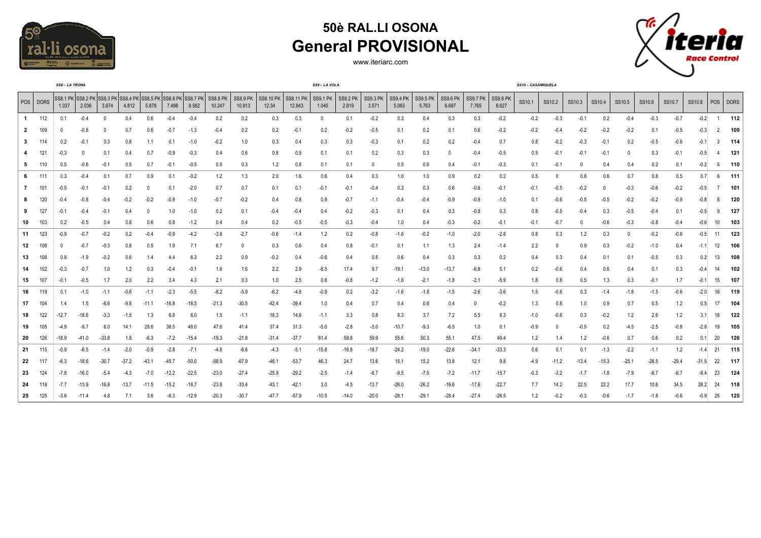# 50è RAL.LI OSONA

## General PROVISIONAL

www.iteriarc.com

| | | SS8 – LA TRONA | | | | | | | | | | | SS9 – LA VOLA | | | | | | | | | SS10 – CASAMIQUELA | | | | | | | | | |
|---|---|---|---|---|---|---|---|---|---|---|---|---|---|---|---|---|---|---|---|---|---|---|---|---|---|---|---|---|---|---|---|
| POS | DORS | SS8.1 PK 1.037 | SS8.2 PK 2.036 | SS8.3 PK 3.874 | SS8.4 PK 4.812 | SS8.5 PK 5.878 | SS8.6 PK 7.498 | SS8.7 PK 9.582 | SS8.8 PK 10.247 | SS8.9 PK 10.913 | SS8.10 PK 12.34 | SS8.11 PK 12.843 | SS9.1 PK 1.045 | SS9.2 PK 2.819 | SS9.3 PK 3.571 | SS9.4 PK 5.063 | SS9.5 PK 5.763 | SS9.6 PK 6.687 | SS9.7 PK 7.765 | SS9.8 PK 8.627 | SS10.1 | SS10.2 | SS10.3 | SS10.4 | SS10.5 | SS10.6 | SS10.7 | SS10.8 | POS | DORS |
| 1 | 112 | 0.1 | -0.4 | 0 | 0.4 | 0.6 | -0.4 | -0.4 | 0.2 | 0.2 | 0.3 | 0.3 | 0 | 0.1 | -0.2 | 0.3 | 0.4 | 0.3 | 0.3 | -0.2 | -0.2 | -0.3 | -0.1 | 0.2 | -0.4 | -0.3 | -0.7 | -0.2 | 1 | 112 |
| 2 | 109 | 0 | -0.8 | 0 | 0.7 | 0.6 | -0.7 | -1.3 | -0.4 | 0.2 | 0.2 | -0.1 | 0.2 | -0.2 | -0.5 | 0.1 | 0.2 | 0.1 | 0.6 | -0.2 | -0.2 | -0.4 | -0.2 | -0.2 | -0.2 | 0.1 | -0.5 | -0.3 | 2 | 109 |
| 3 | 114 | 0.2 | -0.1 | 0.3 | 0.8 | 1.1 | 0.1 | -1.0 | -0.2 | 1.0 | 0.3 | 0.4 | 0.3 | 0.3 | -0.3 | 0.1 | 0.2 | 0.2 | -0.4 | 0.7 | 0.8 | -0.2 | -0.3 | -0.1 | 0.2 | -0.5 | -0.6 | -0.1 | 3 | 114 |
| 4 | 121 | -0.3 | 0 | 0.1 | 0.4 | 0.7 | -0.9 | -0.3 | 0.4 | 0.6 | 0.8 | 0.5 | 0.1 | 0.1 | 0.2 | 0.3 | 0.3 | 0 | -0.4 | -0.5 | 0.5 | -0.1 | -0.1 | -0.1 | 0 | 0.3 | -0.1 | -0.5 | 4 | 121 |
| 5 | 110 | 0.5 | -0.6 | -0.1 | 0.5 | 0.7 | -0.1 | -0.5 | 0.5 | 0.3 | 1.2 | 0.8 | 0.1 | 0.1 | 0 | 0.5 | 0.6 | 0.4 | -0.1 | -0.3 | 0.1 | -0.1 | 0 | 0.4 | 0.4 | 0.2 | 0.1 | -0.2 | 5 | 110 |
| 6 | 111 | 0.3 | -0.4 | 0.1 | 0.7 | 0.9 | 0.1 | -0.2 | 1.2 | 1.3 | 2.0 | 1.6 | 0.6 | 0.4 | 0.3 | 1.0 | 1.0 | 0.9 | 0.2 | 0.2 | 0.5 | 0 | 0.8 | 0.6 | 0.7 | 0.8 | 0.5 | 0.7 | 6 | 111 |
| 7 | 101 | -0.5 | -0.1 | -0.1 | 0.2 | 0 | 0.1 | -2.0 | 0.7 | 0.7 | 0.1 | 0.1 | -0.1 | -0.1 | -0.4 | 0.3 | 0.3 | 0.6 | -0.6 | -0.1 | -0.1 | -0.5 | -0.2 | 0 | -0.3 | -0.6 | -0.2 | -0.5 | 7 | 101 |
| 8 | 120 | -0.4 | -0.8 | -0.4 | -0.2 | -0.2 | -0.9 | -1.0 | -0.7 | -0.2 | 0.4 | 0.8 | 0.9 | -0.7 | -1.1 | -0.4 | -0.4 | -0.9 | -0.9 | -1.0 | 0.1 | -0.6 | -0.5 | -0.5 | -0.2 | -0.2 | -0.9 | -0.8 | 8 | 120 |
| 9 | 127 | -0.1 | -0.4 | -0.1 | 0.4 | 0 | 1.0 | -1.0 | 0.2 | 0.1 | -0.4 | -0.4 | 0.4 | -0.2 | -0.3 | 0.1 | 0.4 | 0.3 | -0.8 | 0.3 | 0.8 | -0.5 | -0.4 | 0.3 | -0.5 | -0.4 | 0.1 | -0.5 | 9 | 127 |
| 10 | 103 | 0.2 | -0.5 | 0.4 | 0.8 | 0.6 | 0.8 | -1.2 | 0.4 | 0.4 | 0.2 | -0.5 | -0.5 | -0.3 | -0.4 | 1.0 | 0.4 | -0.3 | -0.2 | -0.1 | -0.1 | -0.7 | 0 | -0.6 | -0.3 | -0.8 | -0.4 | -0.6 | 10 | 103 |
| 11 | 123 | -0.9 | -0.7 | -0.2 | 0.2 | -0.4 | -0.9 | -4.2 | -3.8 | -2.7 | -0.6 | -1.4 | 1.2 | 0.2 | -0.8 | -1.6 | -0.2 | -1.0 | -2.0 | -2.8 | 0.8 | 0.3 | 1.2 | 0.3 | 0 | -0.2 | -0.6 | -0.5 | 11 | 123 |
| 12 | 106 | 0 | -0.7 | -0.3 | 0.8 | 0.5 | 1.9 | 7.1 | 6.7 | 0 | 0.3 | 0.6 | 0.4 | 0.8 | -0.1 | 0.1 | 1.1 | 1.3 | 2.4 | -1.4 | 2.2 | 0 | 0.9 | 0.3 | -0.2 | -1.0 | 0.4 | -1.1 | 12 | 106 |
| 13 | 108 | 0.8 | -1.9 | -0.2 | 0.6 | 1.4 | 4.4 | 6.3 | 2.2 | 0.9 | -0.2 | 0.4 | -0.6 | 0.4 | 0.5 | 0.6 | 0.4 | 0.3 | 0.3 | 0.2 | 0.4 | 0.3 | 0.4 | 0.1 | 0.1 | -0.5 | 0.3 | 0.2 | 13 | 108 |
| 14 | 102 | -0.3 | -0.7 | 1.0 | 1.2 | 0.3 | -0.4 | -0.1 | 1.6 | 1.6 | 2.2 | 2.9 | -8.5 | 17.4 | 9.7 | -19.1 | -13.0 | -13.7 | -6.8 | 5.1 | 0.2 | -0.6 | 0.4 | 0.6 | 0.4 | 0.1 | 0.3 | -0.4 | 14 | 102 |
| 15 | 107 | -0.1 | -0.5 | 1.7 | 2.0 | 2.2 | 3.4 | 4.3 | 2.1 | 0.3 | 1.0 | 2.5 | 0.8 | -0.8 | -1.2 | -1.6 | -2.1 | -1.8 | -2.1 | -5.9 | 1.8 | 0.8 | 0.5 | 1.3 | 0.3 | -0.1 | 1.7 | -0.1 | 15 | 107 |
| 16 | 119 | 0.1 | -1.0 | -1.1 | -0.6 | -1.1 | -2.3 | -5.5 | -8.2 | -5.9 | -6.2 | -4.8 | -0.9 | 0.2 | -3.2 | -1.6 | -1.8 | -1.5 | -2.6 | -3.6 | 1.5 | -0.6 | 0.3 | -1.4 | -1.8 | -1.5 | -0.6 | -2.0 | 16 | 119 |
| 17 | 104 | 1.4 | 1.5 | -6.6 | -9.8 | -11.1 | -16.8 | -18.5 | -21.3 | -30.5 | -42.4 | -39.4 | 1.0 | 0.4 | 0.7 | 0.4 | 0.6 | 0.4 | 0 | -0.2 | 1.3 | 0.8 | 1.0 | 0.9 | 0.7 | 0.5 | 1.2 | 0.5 | 17 | 104 |
| 18 | 122 | -12.7 | -18.6 | -3.3 | -1.5 | 1.3 | 6.8 | 6.0 | 1.5 | -1.1 | 18.3 | 14.6 | -1.1 | 3.3 | 0.8 | 8.3 | 3.7 | 7.2 | 5.5 | 8.3 | -1.0 | -0.6 | 0.3 | -0.2 | 1.2 | 2.6 | 1.2 | 3.1 | 18 | 122 |
| 19 | 105 | -4.9 | -9.7 | 6.0 | 14.1 | 28.6 | 38.5 | 48.0 | 47.6 | 41.4 | 37.4 | 31.3 | -5.0 | -2.8 | -5.0 | -10.7 | -9.3 | -6.5 | 1.0 | 0.1 | -0.9 | 0 | -0.5 | 0.2 | -4.5 | -2.5 | -0.8 | -2.8 | 19 | 105 |
| 20 | 126 | -18.9 | -41.0 | -33.8 | 1.8 | -6.3 | -7.2 | -15.4 | -19.3 | -21.8 | -31.4 | -37.7 | 61.4 | 58.8 | 59.9 | 55.6 | 50.3 | 55.1 | 47.5 | 49.4 | 1.2 | 1.4 | 1.2 | -0.6 | 0.7 | 0.6 | 0.2 | 0.1 | 20 | 126 |
| 21 | 115 | -0.9 | -6.5 | -1.4 | -2.0 | -0.9 | -2.8 | -7.1 | -4.8 | -6.6 | -4.3 | -5.1 | -15.8 | -16.8 | -18.7 | -24.2 | -19.0 | -22.6 | -34.1 | -33.3 | 0.6 | 0.1 | 0.1 | -1.3 | -2.2 | -1.1 | 1.2 | -1.4 | 21 | 115 |
| 22 | 117 | -6.3 | -18.6 | -30.7 | -37.2 | -43.1 | -45.7 | -50.0 | -58.9 | -67.9 | -46.1 | -53.7 | 46.3 | 24.7 | 13.6 | 15.1 | 15.2 | 13.8 | 12.1 | 9.8 | -4.9 | -11.2 | -13.4 | -15.3 | -25.1 | -28.5 | -29.4 | -31.5 | 22 | 117 |
| 23 | 124 | -7.8 | -16.0 | -5.4 | -4.3 | -7.0 | -12.2 | -22.5 | -23.0 | -27.4 | -25.9 | -29.2 | -2.5 | -1.4 | -6.7 | -9.5 | -7.5 | -7.2 | -11.7 | -15.7 | -0.3 | -3.2 | -1.7 | -1.8 | -7.9 | -6.7 | -6.7 | -9.4 | 23 | 124 |
| 24 | 118 | -7.7 | -13.9 | -16.8 | -13.7 | -11.5 | -15.2 | -18.7 | -23.8 | -33.4 | -43.1 | -42.1 | 3.0 | -4.5 | -13.7 | -26.0 | -26.2 | -19.6 | -17.6 | -22.7 | 7.7 | 14.2 | 22.5 | 22.2 | 17.7 | 10.6 | 34.5 | 28.2 | 24 | 118 |
| 25 | 125 | -3.6 | -11.4 | 4.8 | 7.1 | 3.6 | -6.3 | -12.9 | -20.3 | -30.7 | -47.7 | -57.9 | -10.5 | -14.0 | -20.0 | -28.1 | -29.1 | -28.4 | -27.4 | -26.5 | 1.2 | -0.2 | -0.3 | -0.6 | -1.7 | -1.8 | -0.6 | -0.9 | 25 | 125 |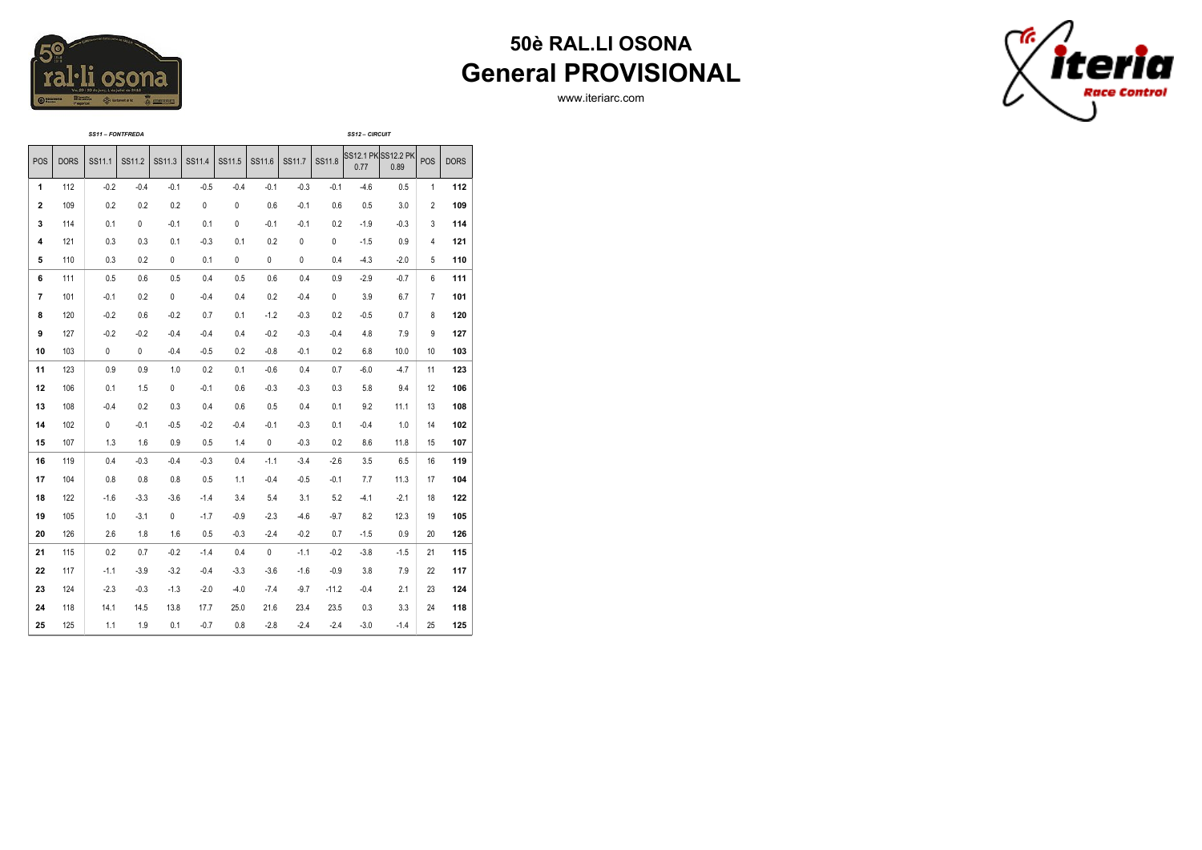# 50è RAL.LI OSONA

## General PROVISIONAL

www.iteriarc.com

| | | *SS11 – FONTFREDA* | | | | | | | | *SS12 – CIRCUIT* | | | |
|---|---|---|---|---|---|---|---|---|---|---|---|---|---|
| POS | DORS | SS11.1 | SS11.2 | SS11.3 | SS11.4 | SS11.5 | SS11.6 | SS11.7 | SS11.8 | SS12.1 PK 0.77 | SS12.2 PK 0.89 | POS | DORS |
| **1** | 112 | -0.2 | -0.4 | -0.1 | -0.5 | -0.4 | -0.1 | -0.3 | -0.1 | -4.6 | 0.5 | 1 | **112** |
| **2** | 109 | 0.2 | 0.2 | 0.2 | 0 | 0 | 0.6 | -0.1 | 0.6 | 0.5 | 3.0 | 2 | **109** |
| **3** | 114 | 0.1 | 0 | -0.1 | 0.1 | 0 | -0.1 | -0.1 | 0.2 | -1.9 | -0.3 | 3 | **114** |
| **4** | 121 | 0.3 | 0.3 | 0.1 | -0.3 | 0.1 | 0.2 | 0 | 0 | -1.5 | 0.9 | 4 | **121** |
| **5** | 110 | 0.3 | 0.2 | 0 | 0.1 | 0 | 0 | 0 | 0.4 | -4.3 | -2.0 | 5 | **110** |
| **6** | 111 | 0.5 | 0.6 | 0.5 | 0.4 | 0.5 | 0.6 | 0.4 | 0.9 | -2.9 | -0.7 | 6 | **111** |
| **7** | 101 | -0.1 | 0.2 | 0 | -0.4 | 0.4 | 0.2 | -0.4 | 0 | 3.9 | 6.7 | 7 | **101** |
| **8** | 120 | -0.2 | 0.6 | -0.2 | 0.7 | 0.1 | -1.2 | -0.3 | 0.2 | -0.5 | 0.7 | 8 | **120** |
| **9** | 127 | -0.2 | -0.2 | -0.4 | -0.4 | 0.4 | -0.2 | -0.3 | -0.4 | 4.8 | 7.9 | 9 | **127** |
| **10** | 103 | 0 | 0 | -0.4 | -0.5 | 0.2 | -0.8 | -0.1 | 0.2 | 6.8 | 10.0 | 10 | **103** |
| **11** | 123 | 0.9 | 0.9 | 1.0 | 0.2 | 0.1 | -0.6 | 0.4 | 0.7 | -6.0 | -4.7 | 11 | **123** |
| **12** | 106 | 0.1 | 1.5 | 0 | -0.1 | 0.6 | -0.3 | -0.3 | 0.3 | 5.8 | 9.4 | 12 | **106** |
| **13** | 108 | -0.4 | 0.2 | 0.3 | 0.4 | 0.6 | 0.5 | 0.4 | 0.1 | 9.2 | 11.1 | 13 | **108** |
| **14** | 102 | 0 | -0.1 | -0.5 | -0.2 | -0.4 | -0.1 | -0.3 | 0.1 | -0.4 | 1.0 | 14 | **102** |
| **15** | 107 | 1.3 | 1.6 | 0.9 | 0.5 | 1.4 | 0 | -0.3 | 0.2 | 8.6 | 11.8 | 15 | **107** |
| **16** | 119 | 0.4 | -0.3 | -0.4 | -0.3 | 0.4 | -1.1 | -3.4 | -2.6 | 3.5 | 6.5 | 16 | **119** |
| **17** | 104 | 0.8 | 0.8 | 0.8 | 0.5 | 1.1 | -0.4 | -0.5 | -0.1 | 7.7 | 11.3 | 17 | **104** |
| **18** | 122 | -1.6 | -3.3 | -3.6 | -1.4 | 3.4 | 5.4 | 3.1 | 5.2 | -4.1 | -2.1 | 18 | **122** |
| **19** | 105 | 1.0 | -3.1 | 0 | -1.7 | -0.9 | -2.3 | -4.6 | -9.7 | 8.2 | 12.3 | 19 | **105** |
| **20** | 126 | 2.6 | 1.8 | 1.6 | 0.5 | -0.3 | -2.4 | -0.2 | 0.7 | -1.5 | 0.9 | 20 | **126** |
| **21** | 115 | 0.2 | 0.7 | -0.2 | -1.4 | 0.4 | 0 | -1.1 | -0.2 | -3.8 | -1.5 | 21 | **115** |
| **22** | 117 | -1.1 | -3.9 | -3.2 | -0.4 | -3.3 | -3.6 | -1.6 | -0.9 | 3.8 | 7.9 | 22 | **117** |
| **23** | 124 | -2.3 | -0.3 | -1.3 | -2.0 | -4.0 | -7.4 | -9.7 | -11.2 | -0.4 | 2.1 | 23 | **124** |
| **24** | 118 | 14.1 | 14.5 | 13.8 | 17.7 | 25.0 | 21.6 | 23.4 | 23.5 | 0.3 | 3.3 | 24 | **118** |
| **25** | 125 | 1.1 | 1.9 | 0.1 | -0.7 | 0.8 | -2.8 | -2.4 | -2.4 | -3.0 | -1.4 | 25 | **125** |